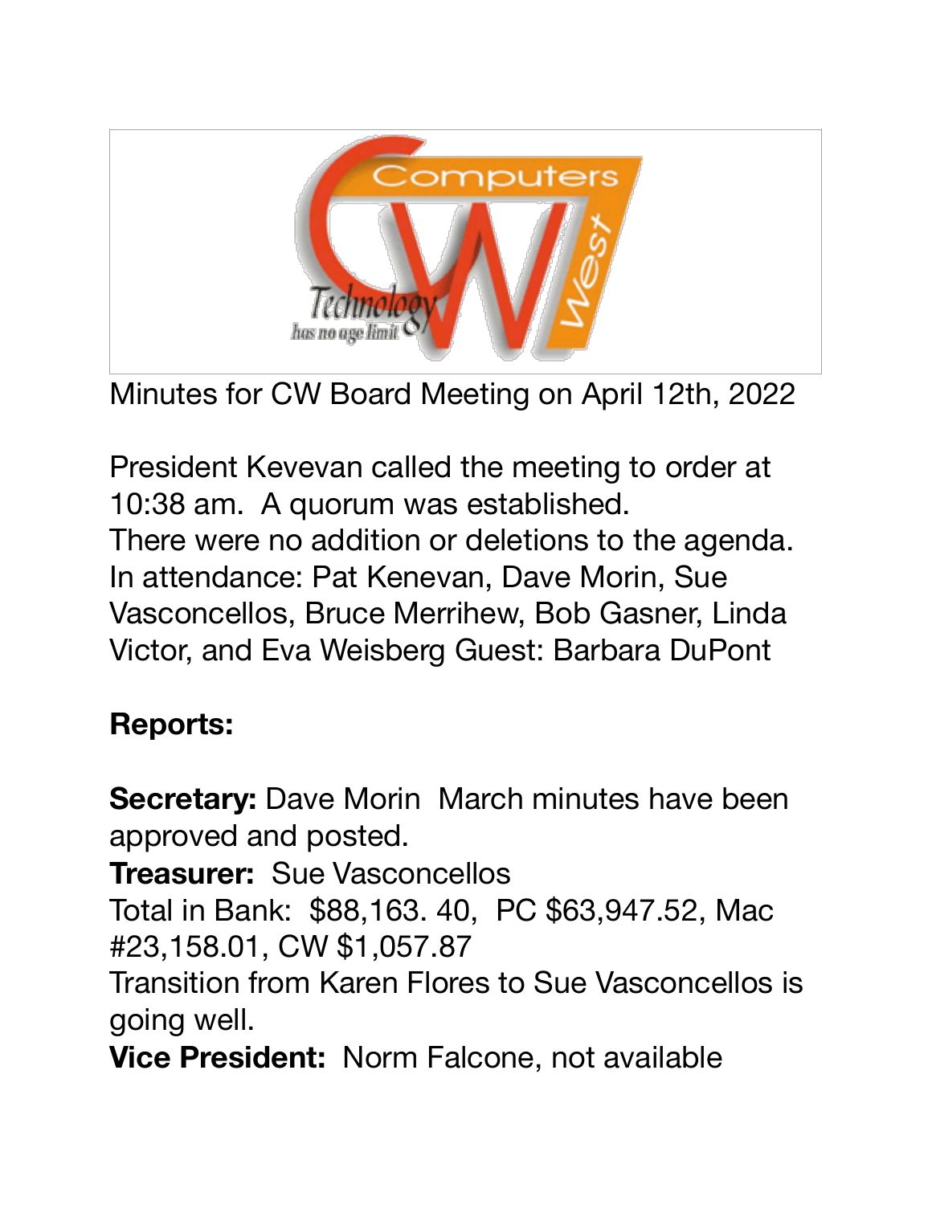Minutes for CW Board Meeting on April 12th, 2022

President Kevevan called the meeting to order at 10:38 am. A quorum was established.
There were no addition or deletions to the agenda.
In attendance: Pat Kenevan, Dave Morin, Sue Vasconcellos, Bruce Merrihew, Bob Gasner, Linda Victor, and Eva Weisberg Guest: Barbara DuPont

**Reports:**

**Secretary:** Dave Morin March minutes have been approved and posted.
**Treasurer:** Sue Vasconcellos
Total in Bank: $88,163. 40, PC $63,947.52, Mac #23,158.01, CW $1,057.87
Transition from Karen Flores to Sue Vasconcellos is going well.
**Vice President:** Norm Falcone, not available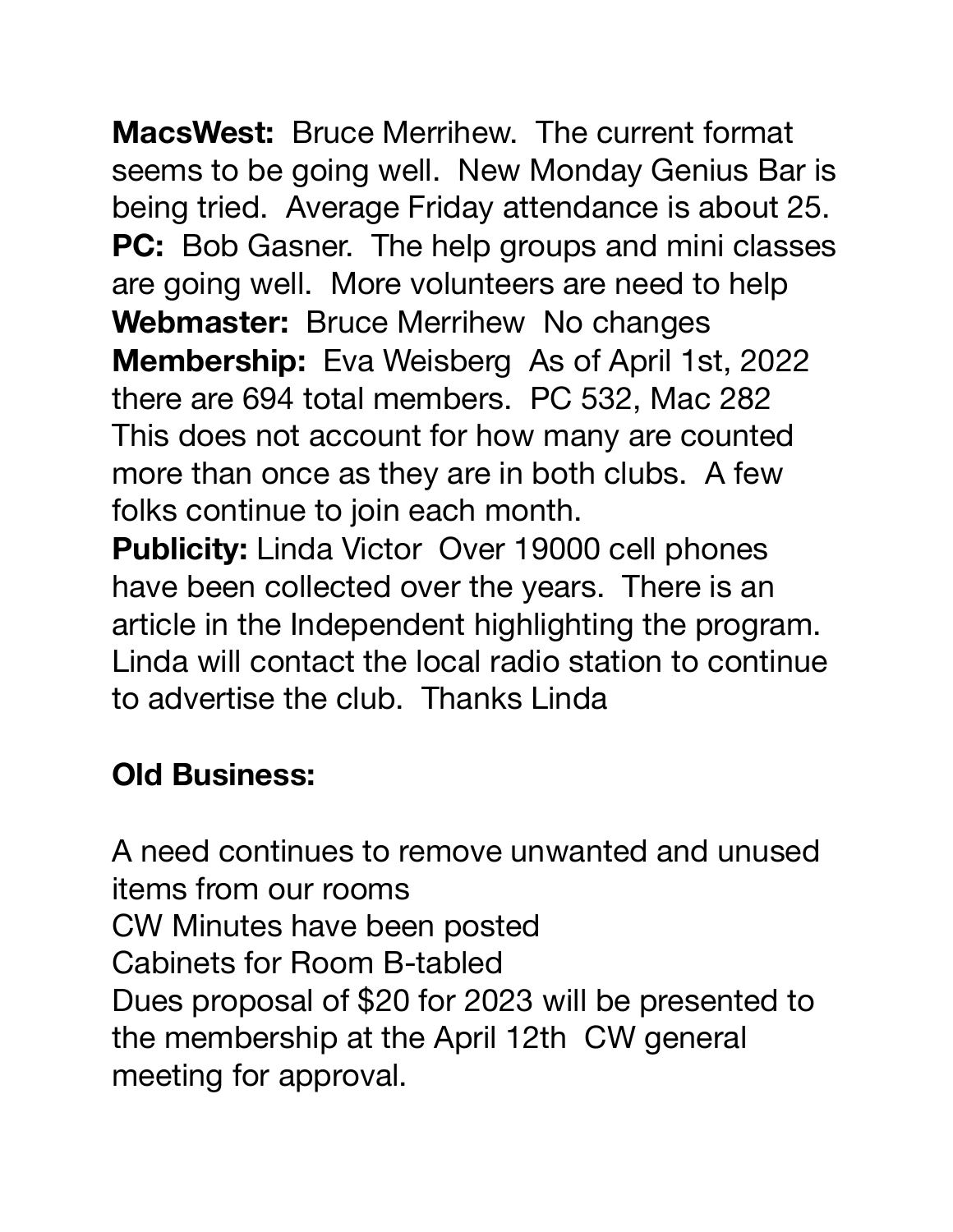**MacsWest:** Bruce Merrihew. The current format seems to be going well. New Monday Genius Bar is being tried. Average Friday attendance is about 25.
**PC:** Bob Gasner. The help groups and mini classes are going well. More volunteers are need to help
**Webmaster:** Bruce Merrihew No changes
**Membership:** Eva Weisberg As of April 1st, 2022 there are 694 total members. PC 532, Mac 282 This does not account for how many are counted more than once as they are in both clubs. A few folks continue to join each month.
**Publicity:** Linda Victor Over 19000 cell phones have been collected over the years. There is an article in the Independent highlighting the program. Linda will contact the local radio station to continue to advertise the club. Thanks Linda

**Old Business:**

A need continues to remove unwanted and unused items from our rooms
CW Minutes have been posted
Cabinets for Room B-tabled
Dues proposal of $20 for 2023 will be presented to the membership at the April 12th CW general meeting for approval.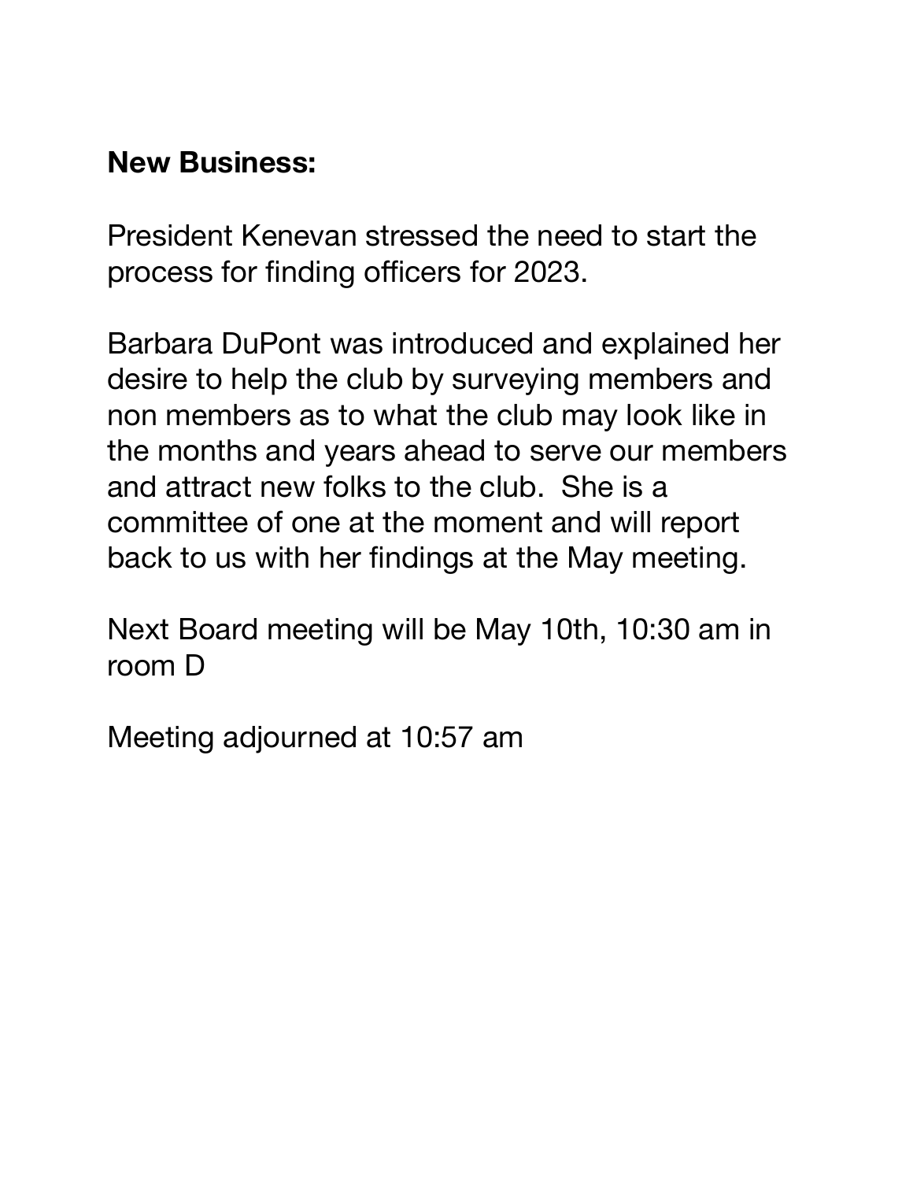**New Business:**

President Kenevan stressed the need to start the process for finding officers for 2023.

Barbara DuPont was introduced and explained her desire to help the club by surveying members and non members as to what the club may look like in the months and years ahead to serve our members and attract new folks to the club.  She is a committee of one at the moment and will report back to us with her findings at the May meeting.

Next Board meeting will be May 10th, 10:30 am in room D

Meeting adjourned at 10:57 am